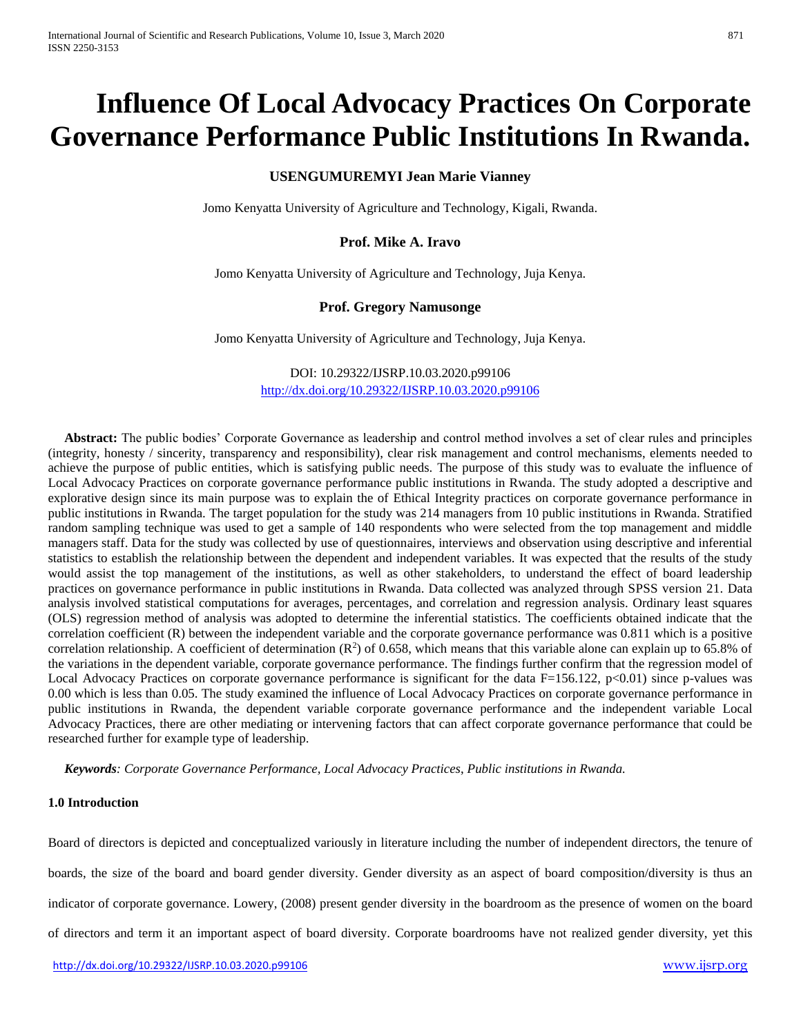# Influence Of Local Advocacy Practices On Corporate Governance Performance Public Institutions In Rwanda.

**USENGUMUREMYI Jean Marie Vianney**

Jomo Kenyatta University of Agriculture and Technology, Kigali, Rwanda.

**Prof. Mike A. Iravo**

Jomo Kenyatta University of Agriculture and Technology, Juja Kenya.

**Prof. Gregory Namusonge**

Jomo Kenyatta University of Agriculture and Technology, Juja Kenya.

DOI: 10.29322/IJSRP.10.03.2020.p99106
http://dx.doi.org/10.29322/IJSRP.10.03.2020.p99106

**Abstract:** The public bodies' Corporate Governance as leadership and control method involves a set of clear rules and principles (integrity, honesty / sincerity, transparency and responsibility), clear risk management and control mechanisms, elements needed to achieve the purpose of public entities, which is satisfying public needs. The purpose of this study was to evaluate the influence of Local Advocacy Practices on corporate governance performance public institutions in Rwanda. The study adopted a descriptive and explorative design since its main purpose was to explain the of Ethical Integrity practices on corporate governance performance in public institutions in Rwanda. The target population for the study was 214 managers from 10 public institutions in Rwanda. Stratified random sampling technique was used to get a sample of 140 respondents who were selected from the top management and middle managers staff. Data for the study was collected by use of questionnaires, interviews and observation using descriptive and inferential statistics to establish the relationship between the dependent and independent variables. It was expected that the results of the study would assist the top management of the institutions, as well as other stakeholders, to understand the effect of board leadership practices on governance performance in public institutions in Rwanda. Data collected was analyzed through SPSS version 21. Data analysis involved statistical computations for averages, percentages, and correlation and regression analysis. Ordinary least squares (OLS) regression method of analysis was adopted to determine the inferential statistics. The coefficients obtained indicate that the correlation coefficient (R) between the independent variable and the corporate governance performance was 0.811 which is a positive correlation relationship. A coefficient of determination ($R^2$) of 0.658, which means that this variable alone can explain up to 65.8% of the variations in the dependent variable, corporate governance performance. The findings further confirm that the regression model of Local Advocacy Practices on corporate governance performance is significant for the data F=156.122, $p<0.01$) since p-values was 0.00 which is less than 0.05. The study examined the influence of Local Advocacy Practices on corporate governance performance in public institutions in Rwanda, the dependent variable corporate governance performance and the independent variable Local Advocacy Practices, there are other mediating or intervening factors that can affect corporate governance performance that could be researched further for example type of leadership.

***Keywords**: Corporate Governance Performance, Local Advocacy Practices, Public institutions in Rwanda.*

## 1.0 Introduction

Board of directors is depicted and conceptualized variously in literature including the number of independent directors, the tenure of boards, the size of the board and board gender diversity. Gender diversity as an aspect of board composition/diversity is thus an indicator of corporate governance. Lowery, (2008) present gender diversity in the boardroom as the presence of women on the board of directors and term it an important aspect of board diversity. Corporate boardrooms have not realized gender diversity, yet this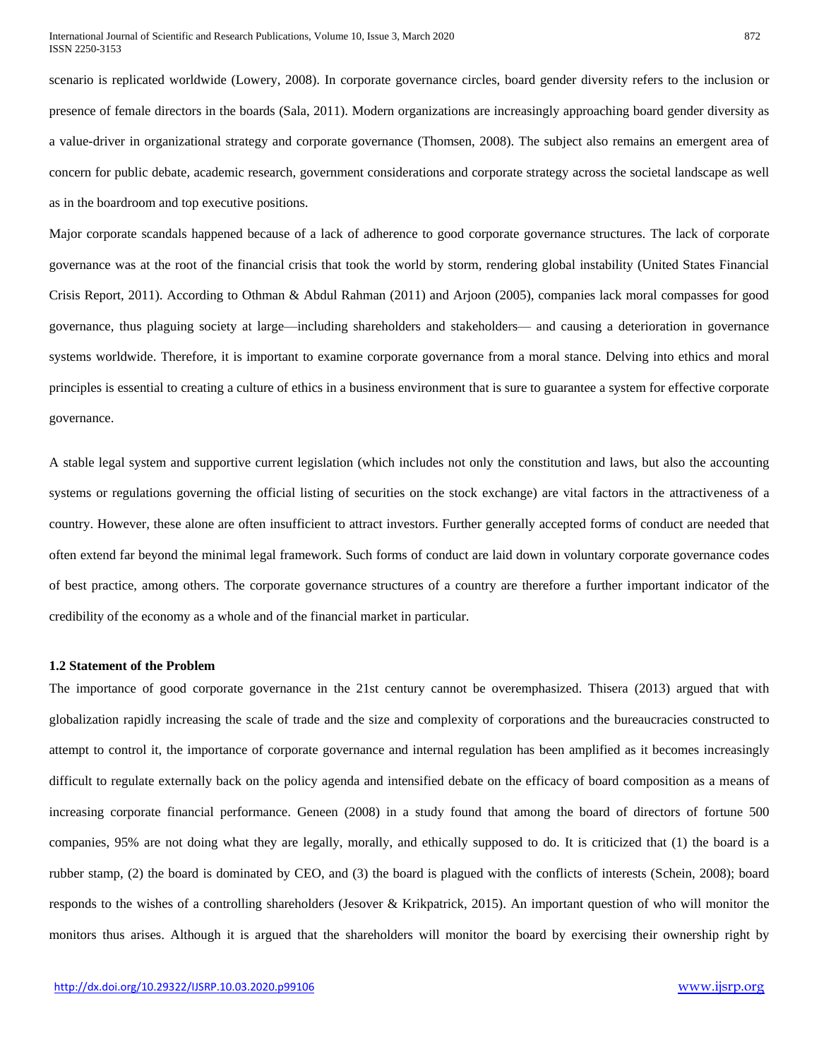scenario is replicated worldwide (Lowery, 2008). In corporate governance circles, board gender diversity refers to the inclusion or presence of female directors in the boards (Sala, 2011). Modern organizations are increasingly approaching board gender diversity as a value-driver in organizational strategy and corporate governance (Thomsen, 2008). The subject also remains an emergent area of concern for public debate, academic research, government considerations and corporate strategy across the societal landscape as well as in the boardroom and top executive positions.

Major corporate scandals happened because of a lack of adherence to good corporate governance structures. The lack of corporate governance was at the root of the financial crisis that took the world by storm, rendering global instability (United States Financial Crisis Report, 2011). According to Othman & Abdul Rahman (2011) and Arjoon (2005), companies lack moral compasses for good governance, thus plaguing society at large—including shareholders and stakeholders— and causing a deterioration in governance systems worldwide. Therefore, it is important to examine corporate governance from a moral stance. Delving into ethics and moral principles is essential to creating a culture of ethics in a business environment that is sure to guarantee a system for effective corporate governance.

A stable legal system and supportive current legislation (which includes not only the constitution and laws, but also the accounting systems or regulations governing the official listing of securities on the stock exchange) are vital factors in the attractiveness of a country. However, these alone are often insufficient to attract investors. Further generally accepted forms of conduct are needed that often extend far beyond the minimal legal framework. Such forms of conduct are laid down in voluntary corporate governance codes of best practice, among others. The corporate governance structures of a country are therefore a further important indicator of the credibility of the economy as a whole and of the financial market in particular.

### 1.2 Statement of the Problem

The importance of good corporate governance in the 21st century cannot be overemphasized. Thisera (2013) argued that with globalization rapidly increasing the scale of trade and the size and complexity of corporations and the bureaucracies constructed to attempt to control it, the importance of corporate governance and internal regulation has been amplified as it becomes increasingly difficult to regulate externally back on the policy agenda and intensified debate on the efficacy of board composition as a means of increasing corporate financial performance. Geneen (2008) in a study found that among the board of directors of fortune 500 companies, 95% are not doing what they are legally, morally, and ethically supposed to do. It is criticized that (1) the board is a rubber stamp, (2) the board is dominated by CEO, and (3) the board is plagued with the conflicts of interests (Schein, 2008); board responds to the wishes of a controlling shareholders (Jesover & Krikpatrick, 2015). An important question of who will monitor the monitors thus arises. Although it is argued that the shareholders will monitor the board by exercising their ownership right by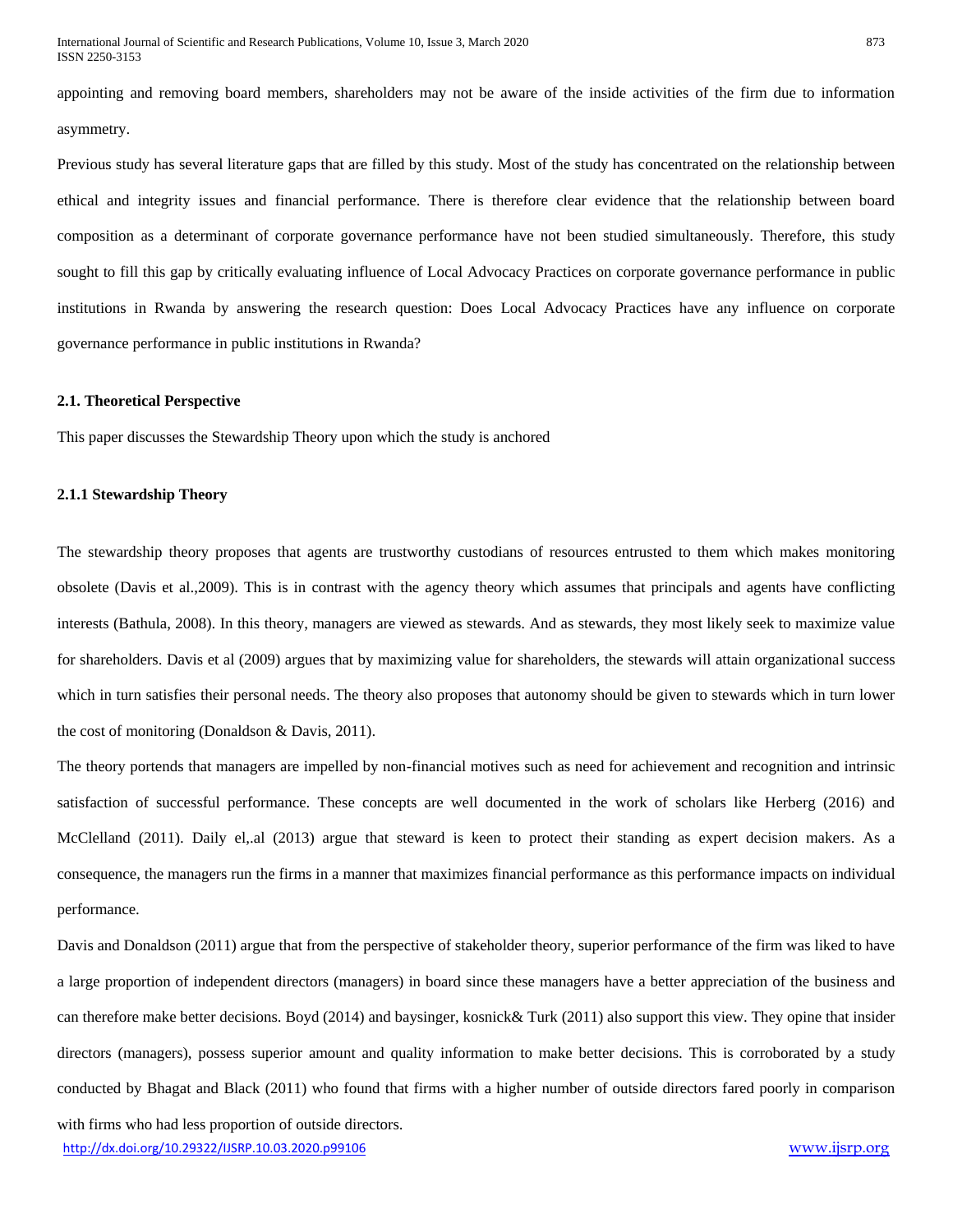appointing and removing board members, shareholders may not be aware of the inside activities of the firm due to information asymmetry.

Previous study has several literature gaps that are filled by this study. Most of the study has concentrated on the relationship between ethical and integrity issues and financial performance. There is therefore clear evidence that the relationship between board composition as a determinant of corporate governance performance have not been studied simultaneously. Therefore, this study sought to fill this gap by critically evaluating influence of Local Advocacy Practices on corporate governance performance in public institutions in Rwanda by answering the research question: Does Local Advocacy Practices have any influence on corporate governance performance in public institutions in Rwanda?

### 2.1. Theoretical Perspective

This paper discusses the Stewardship Theory upon which the study is anchored

#### 2.1.1 Stewardship Theory

The stewardship theory proposes that agents are trustworthy custodians of resources entrusted to them which makes monitoring obsolete (Davis et al.,2009). This is in contrast with the agency theory which assumes that principals and agents have conflicting interests (Bathula, 2008). In this theory, managers are viewed as stewards. And as stewards, they most likely seek to maximize value for shareholders. Davis et al (2009) argues that by maximizing value for shareholders, the stewards will attain organizational success which in turn satisfies their personal needs. The theory also proposes that autonomy should be given to stewards which in turn lower the cost of monitoring (Donaldson & Davis, 2011).

The theory portends that managers are impelled by non-financial motives such as need for achievement and recognition and intrinsic satisfaction of successful performance. These concepts are well documented in the work of scholars like Herberg (2016) and McClelland (2011). Daily el,.al (2013) argue that steward is keen to protect their standing as expert decision makers. As a consequence, the managers run the firms in a manner that maximizes financial performance as this performance impacts on individual performance.

Davis and Donaldson (2011) argue that from the perspective of stakeholder theory, superior performance of the firm was liked to have a large proportion of independent directors (managers) in board since these managers have a better appreciation of the business and can therefore make better decisions. Boyd (2014) and baysinger, kosnick& Turk (2011) also support this view. They opine that insider directors (managers), possess superior amount and quality information to make better decisions. This is corroborated by a study conducted by Bhagat and Black (2011) who found that firms with a higher number of outside directors fared poorly in comparison with firms who had less proportion of outside directors.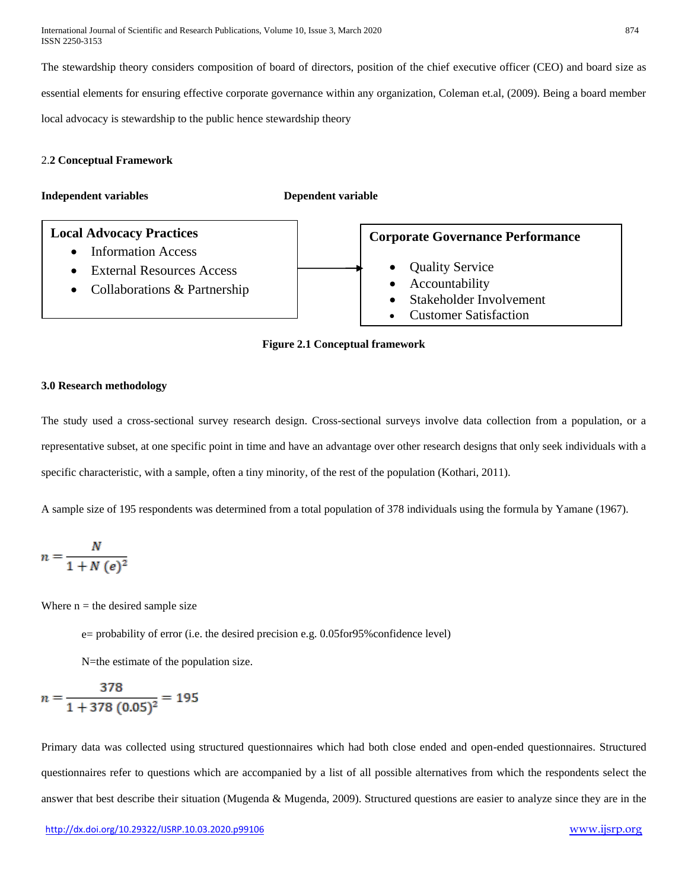The stewardship theory considers composition of board of directors, position of the chief executive officer (CEO) and board size as essential elements for ensuring effective corporate governance within any organization, Coleman et.al, (2009). Being a board member local advocacy is stewardship to the public hence stewardship theory

### 2.2 Conceptual Framework

**Independent variables** **Dependent variable**

**Local Advocacy Practices**

- Information Access
- External Resources Access
- Collaborations & Partnership

→

**Corporate Governance Performance**

- Quality Service
- Accountability
- Stakeholder Involvement
- Customer Satisfaction

**Figure 2.1 Conceptual framework**

## 3.0 Research methodology

The study used a cross-sectional survey research design. Cross-sectional surveys involve data collection from a population, or a representative subset, at one specific point in time and have an advantage over other research designs that only seek individuals with a specific characteristic, with a sample, often a tiny minority, of the rest of the population (Kothari, 2011).

A sample size of 195 respondents was determined from a total population of 378 individuals using the formula by Yamane (1967).

$$n = \frac{N}{1 + N\,(e)^2}$$

Where n = the desired sample size

e= probability of error (i.e. the desired precision e.g. 0.05for95%confidence level)

N=the estimate of the population size.

$$n = \frac{378}{1 + 378\,(0.05)^2} = 195$$

Primary data was collected using structured questionnaires which had both close ended and open-ended questionnaires. Structured questionnaires refer to questions which are accompanied by a list of all possible alternatives from which the respondents select the answer that best describe their situation (Mugenda & Mugenda, 2009). Structured questions are easier to analyze since they are in the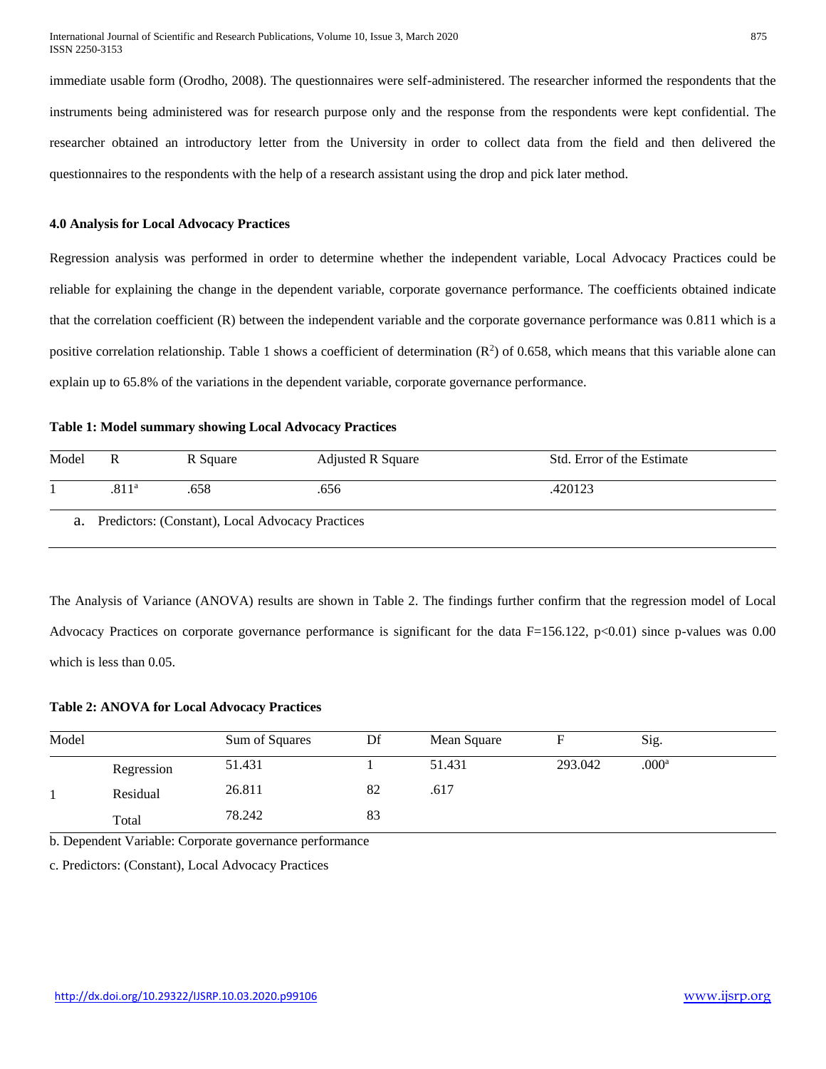immediate usable form (Orodho, 2008). The questionnaires were self-administered. The researcher informed the respondents that the instruments being administered was for research purpose only and the response from the respondents were kept confidential. The researcher obtained an introductory letter from the University in order to collect data from the field and then delivered the questionnaires to the respondents with the help of a research assistant using the drop and pick later method.

#### 4.0 Analysis for Local Advocacy Practices

Regression analysis was performed in order to determine whether the independent variable, Local Advocacy Practices could be reliable for explaining the change in the dependent variable, corporate governance performance. The coefficients obtained indicate that the correlation coefficient (R) between the independent variable and the corporate governance performance was 0.811 which is a positive correlation relationship. Table 1 shows a coefficient of determination ($R^2$) of 0.658, which means that this variable alone can explain up to 65.8% of the variations in the dependent variable, corporate governance performance.

**Table 1: Model summary showing Local Advocacy Practices**

| Model | R | R Square | Adjusted R Square | Std. Error of the Estimate |
|---|---|---|---|---|
| 1 | .811[a] | .658 | .656 | .420123 |

a. Predictors: (Constant), Local Advocacy Practices

The Analysis of Variance (ANOVA) results are shown in Table 2. The findings further confirm that the regression model of Local Advocacy Practices on corporate governance performance is significant for the data F=156.122, $p<0.01$) since p-values was 0.00 which is less than 0.05.

**Table 2: ANOVA for Local Advocacy Practices**

| Model | | Sum of Squares | Df | Mean Square | F | Sig. |
|---|---|---|---|---|---|---|
| 1 | Regression | 51.431 | 1 | 51.431 | 293.042 | .000[a] |
| | Residual | 26.811 | 82 | .617 | | |
| | Total | 78.242 | 83 | | | |

b. Dependent Variable: Corporate governance performance

c. Predictors: (Constant), Local Advocacy Practices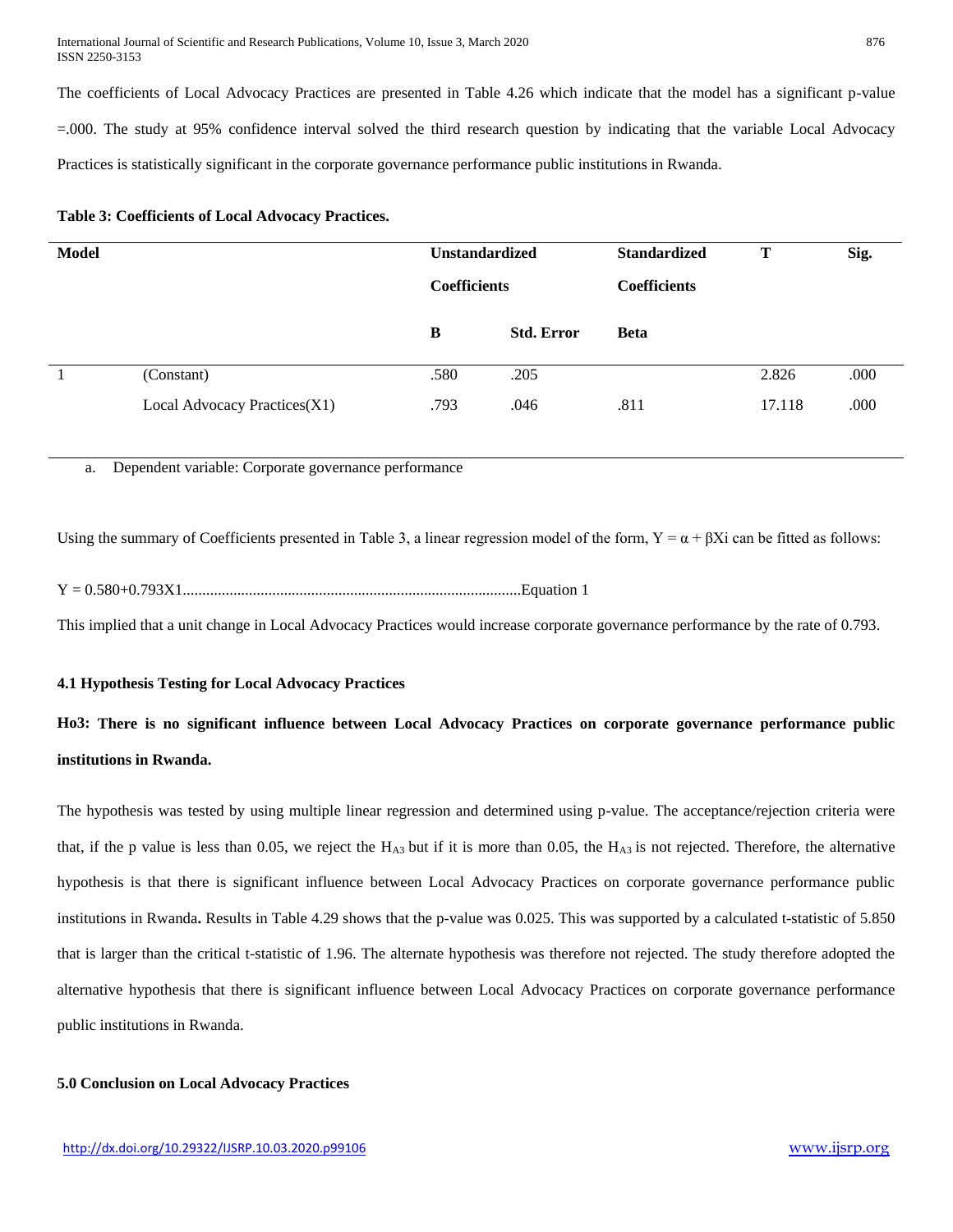The coefficients of Local Advocacy Practices are presented in Table 4.26 which indicate that the model has a significant p-value =.000. The study at 95% confidence interval solved the third research question by indicating that the variable Local Advocacy Practices is statistically significant in the corporate governance performance public institutions in Rwanda.

**Table 3: Coefficients of Local Advocacy Practices.**

| Model | | Unstandardized Coefficients | | Standardized Coefficients | T | Sig. |
|---|---|---|---|---|---|---|
| | | B | Std. Error | Beta | | |
| 1 | (Constant) | .580 | .205 | | 2.826 | .000 |
| | Local Advocacy Practices(X1) | .793 | .046 | .811 | 17.118 | .000 |

a. Dependent variable: Corporate governance performance

Using the summary of Coefficients presented in Table 3, a linear regression model of the form, $Y = \alpha + \beta X i$ can be fitted as follows:

$Y = 0.580+0.793X1$.......................................................................................Equation 1

This implied that a unit change in Local Advocacy Practices would increase corporate governance performance by the rate of 0.793.

#### 4.1 Hypothesis Testing for Local Advocacy Practices

**Ho3: There is no significant influence between Local Advocacy Practices on corporate governance performance public institutions in Rwanda.**

The hypothesis was tested by using multiple linear regression and determined using p-value. The acceptance/rejection criteria were that, if the p value is less than 0.05, we reject the $H_{A3}$ but if it is more than 0.05, the $H_{A3}$ is not rejected. Therefore, the alternative hypothesis is that there is significant influence between Local Advocacy Practices on corporate governance performance public institutions in Rwanda**.** Results in Table 4.29 shows that the p-value was 0.025. This was supported by a calculated t-statistic of 5.850 that is larger than the critical t-statistic of 1.96. The alternate hypothesis was therefore not rejected. The study therefore adopted the alternative hypothesis that there is significant influence between Local Advocacy Practices on corporate governance performance public institutions in Rwanda.

#### 5.0 Conclusion on Local Advocacy Practices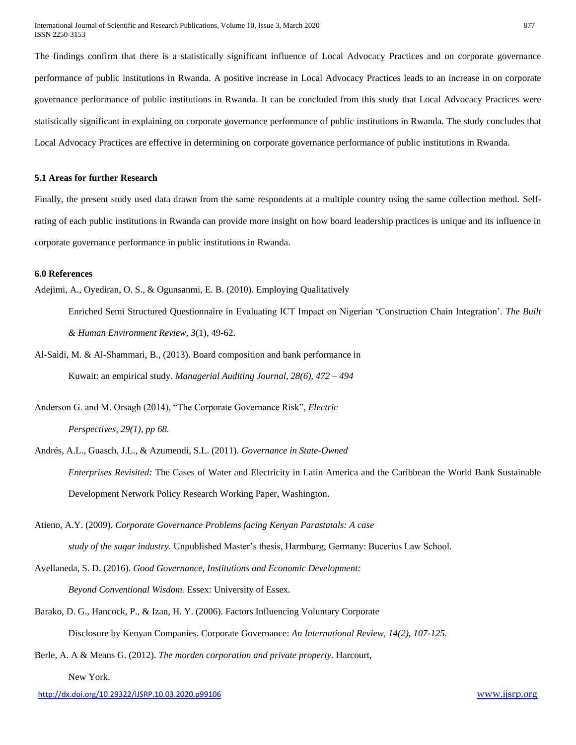The findings confirm that there is a statistically significant influence of Local Advocacy Practices and on corporate governance performance of public institutions in Rwanda. A positive increase in Local Advocacy Practices leads to an increase in on corporate governance performance of public institutions in Rwanda. It can be concluded from this study that Local Advocacy Practices were statistically significant in explaining on corporate governance performance of public institutions in Rwanda. The study concludes that Local Advocacy Practices are effective in determining on corporate governance performance of public institutions in Rwanda.

### 5.1 Areas for further Research

Finally, the present study used data drawn from the same respondents at a multiple country using the same collection method. Self-rating of each public institutions in Rwanda can provide more insight on how board leadership practices is unique and its influence in corporate governance performance in public institutions in Rwanda.

### 6.0 References

Adejimi, A., Oyediran, O. S., & Ogunsanmi, E. B. (2010). Employing Qualitatively Enriched Semi Structured Questionnaire in Evaluating ICT Impact on Nigerian 'Construction Chain Integration'. *The Built & Human Environment Review*, *3*(1), 49-62.

Al-Saidi, M. & Al-Shammari, B., (2013). Board composition and bank performance in Kuwait: an empirical study. *Managerial Auditing Journal, 28(6), 472 – 494*

Anderson G. and M. Orsagh (2014), "The Corporate Governance Risk", *Electric Perspectives, 29(1), pp 68.*

Andrés, A.L., Guasch, J.L., & Azumendi, S.L. (2011). *Governance in State-Owned Enterprises Revisited:* The Cases of Water and Electricity in Latin America and the Caribbean the World Bank Sustainable Development Network Policy Research Working Paper, Washington.

Atieno, A.Y. (2009). *Corporate Governance Problems facing Kenyan Parastatals: A case study of the sugar industry*. Unpublished Master's thesis, Harmburg, Germany: Bucerius Law School.

Avellaneda, S. D. (2016). *Good Governance, Institutions and Economic Development: Beyond Conventional Wisdom.* Essex: University of Essex.

Barako, D. G., Hancock, P., & Izan, H. Y. (2006). Factors Influencing Voluntary Corporate Disclosure by Kenyan Companies. Corporate Governance: *An International Review, 14(2), 107-125.*

Berle, A. A & Means G. (2012). *The morden corporation and private property.* Harcourt, New York.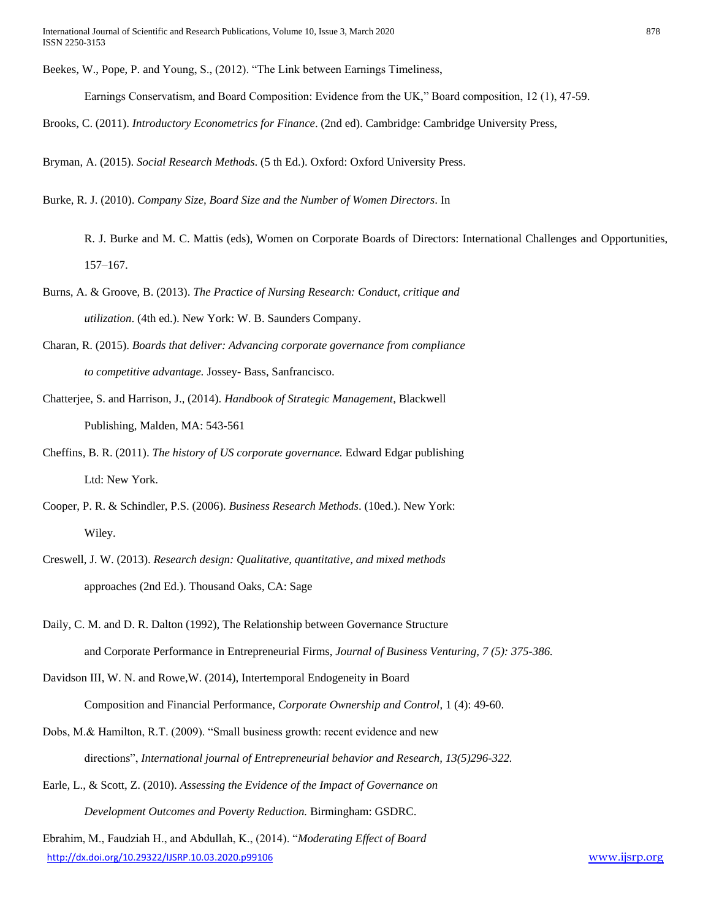Beekes, W., Pope, P. and Young, S., (2012). "The Link between Earnings Timeliness, Earnings Conservatism, and Board Composition: Evidence from the UK," Board composition, 12 (1), 47-59.

Brooks, C. (2011). *Introductory Econometrics for Finance*. (2nd ed). Cambridge: Cambridge University Press,

Bryman, A. (2015). *Social Research Methods*. (5 th Ed.). Oxford: Oxford University Press.

Burke, R. J. (2010). *Company Size, Board Size and the Number of Women Directors*. In R. J. Burke and M. C. Mattis (eds), Women on Corporate Boards of Directors: International Challenges and Opportunities, 157–167.

Burns, A. & Groove, B. (2013). *The Practice of Nursing Research: Conduct, critique and utilization*. (4th ed.). New York: W. B. Saunders Company.

Charan, R. (2015). *Boards that deliver: Advancing corporate governance from compliance to competitive advantage.* Jossey- Bass, Sanfrancisco.

Chatterjee, S. and Harrison, J., (2014). *Handbook of Strategic Management,* Blackwell Publishing, Malden, MA: 543-561

Cheffins, B. R. (2011). *The history of US corporate governance.* Edward Edgar publishing Ltd: New York.

Cooper, P. R. & Schindler, P.S. (2006). *Business Research Methods*. (10ed.). New York: Wiley.

Creswell, J. W. (2013). *Research design: Qualitative, quantitative, and mixed methods* approaches (2nd Ed.). Thousand Oaks, CA: Sage

Daily, C. M. and D. R. Dalton (1992), The Relationship between Governance Structure and Corporate Performance in Entrepreneurial Firms, *Journal of Business Venturing, 7 (5): 375-386.*

Davidson III, W. N. and Rowe,W. (2014), Intertemporal Endogeneity in Board Composition and Financial Performance, *Corporate Ownership and Control,* 1 (4): 49-60.

Dobs, M.& Hamilton, R.T. (2009). "Small business growth: recent evidence and new directions", *International journal of Entrepreneurial behavior and Research, 13(5)296-322.*

Earle, L., & Scott, Z. (2010). *Assessing the Evidence of the Impact of Governance on Development Outcomes and Poverty Reduction.* Birmingham: GSDRC.

Ebrahim, M., Faudziah H., and Abdullah, K., (2014). "*Moderating Effect of Board*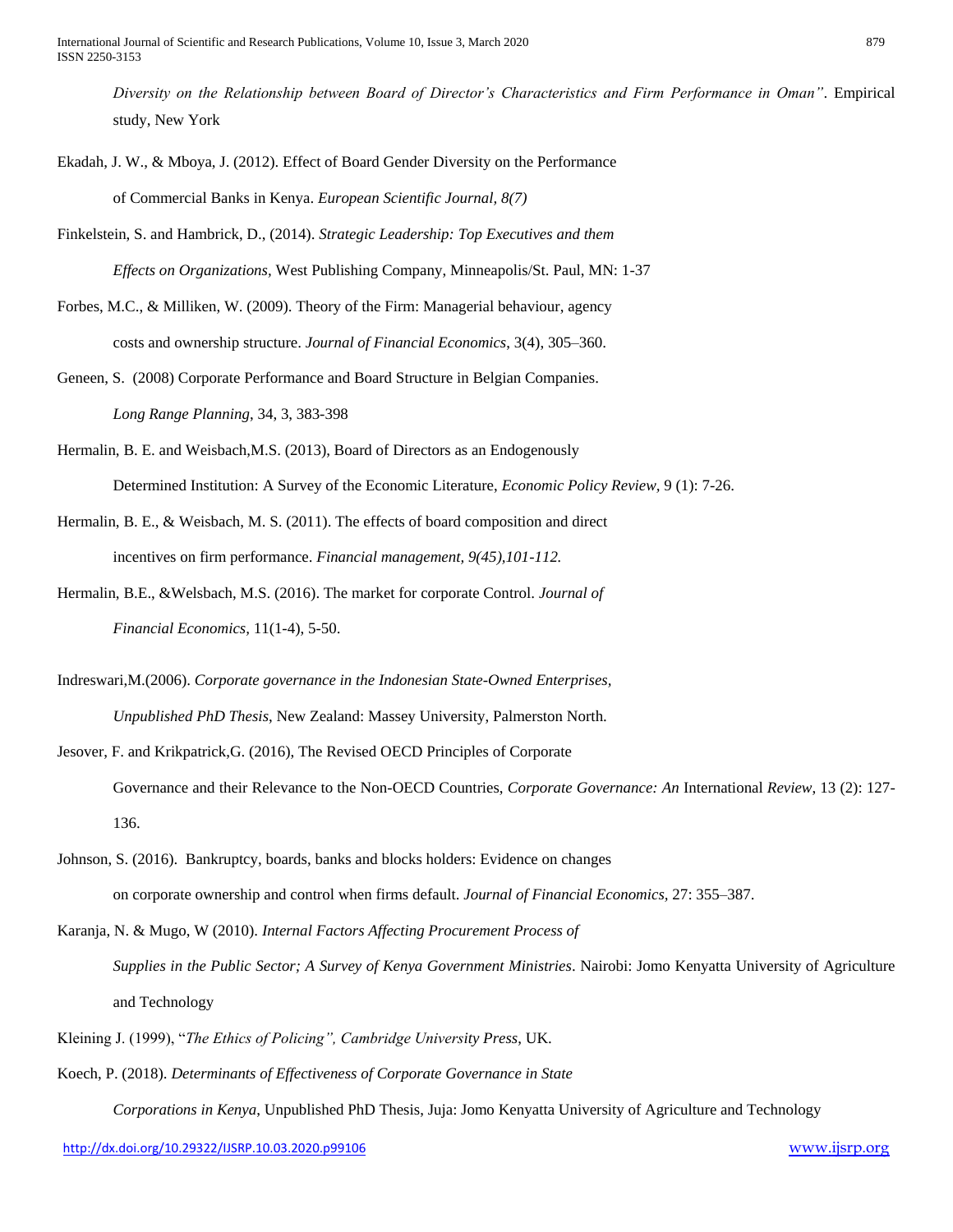*Diversity on the Relationship between Board of Director's Characteristics and Firm Performance in Oman"*. Empirical study, New York

Ekadah, J. W., & Mboya, J. (2012). Effect of Board Gender Diversity on the Performance of Commercial Banks in Kenya. *European Scientific Journal, 8(7)*

Finkelstein, S. and Hambrick, D., (2014). *Strategic Leadership: Top Executives and them Effects on Organizations,* West Publishing Company, Minneapolis/St. Paul, MN: 1-37

Forbes, M.C., & Milliken, W. (2009). Theory of the Firm: Managerial behaviour, agency costs and ownership structure. *Journal of Financial Economics*, 3(4), 305–360.

Geneen, S. (2008) Corporate Performance and Board Structure in Belgian Companies. *Long Range Planning*, 34, 3, 383-398

Hermalin, B. E. and Weisbach,M.S. (2013), Board of Directors as an Endogenously Determined Institution: A Survey of the Economic Literature, *Economic Policy Review,* 9 (1): 7-26.

Hermalin, B. E., & Weisbach, M. S. (2011). The effects of board composition and direct incentives on firm performance. *Financial management, 9(45),101-112.*

Hermalin, B.E., &Welsbach, M.S. (2016). The market for corporate Control. *Journal of Financial Economics,* 11(1-4), 5-50.

Indreswari,M.(2006). *Corporate governance in the Indonesian State-Owned Enterprises, Unpublished PhD Thesis*, New Zealand: Massey University, Palmerston North.

Jesover, F. and Krikpatrick,G. (2016), The Revised OECD Principles of Corporate Governance and their Relevance to the Non-OECD Countries, *Corporate Governance: An* International *Review*, 13 (2): 127-136.

Johnson, S. (2016). Bankruptcy, boards, banks and blocks holders: Evidence on changes on corporate ownership and control when firms default. *Journal of Financial Economics,* 27: 355–387.

Karanja, N. & Mugo, W (2010). *Internal Factors Affecting Procurement Process of Supplies in the Public Sector; A Survey of Kenya Government Ministries*. Nairobi: Jomo Kenyatta University of Agriculture and Technology

Kleining J. (1999), "*The Ethics of Policing", Cambridge University Press*, UK.

Koech, P. (2018). *Determinants of Effectiveness of Corporate Governance in State Corporations in Kenya*, Unpublished PhD Thesis, Juja: Jomo Kenyatta University of Agriculture and Technology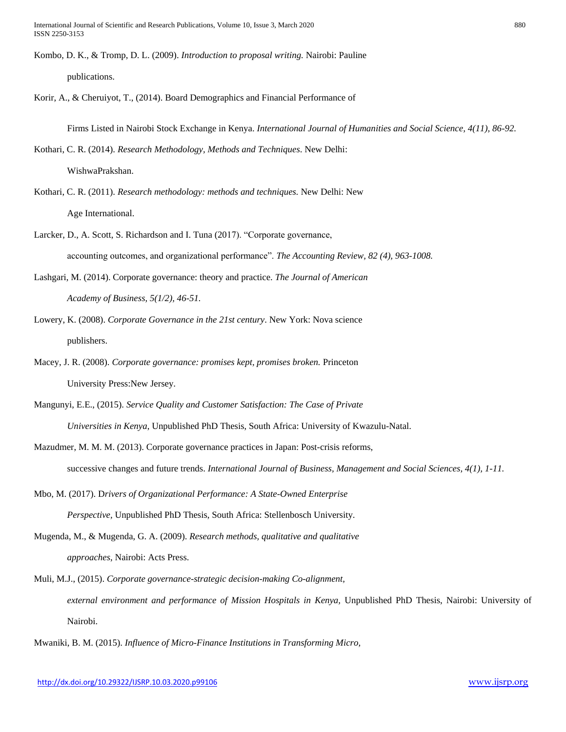Kombo, D. K., & Tromp, D. L. (2009). *Introduction to proposal writing.* Nairobi: Pauline publications.

Korir, A., & Cheruiyot, T., (2014). Board Demographics and Financial Performance of Firms Listed in Nairobi Stock Exchange in Kenya. *International Journal of Humanities and Social Science, 4(11), 86-92.*

Kothari, C. R. (2014). *Research Methodology, Methods and Techniques*. New Delhi: WishwaPrakshan.

Kothari, C. R. (2011). *Research methodology: methods and techniques.* New Delhi: New Age International.

Larcker, D., A. Scott, S. Richardson and I. Tuna (2017). "Corporate governance, accounting outcomes, and organizational performance". *The Accounting Review, 82 (4), 963-1008.*

Lashgari, M. (2014). Corporate governance: theory and practice. *The Journal of American Academy of Business, 5(1/2), 46-51.*

Lowery, K. (2008). *Corporate Governance in the 21st century*. New York: Nova science publishers.

Macey, J. R. (2008). *Corporate governance: promises kept, promises broken.* Princeton University Press:New Jersey.

Mangunyi, E.E., (2015). *Service Quality and Customer Satisfaction: The Case of Private Universities in Kenya*, Unpublished PhD Thesis, South Africa: University of Kwazulu-Natal.

Mazudmer, M. M. M. (2013). Corporate governance practices in Japan: Post-crisis reforms, successive changes and future trends. *International Journal of Business, Management and Social Sciences, 4(1), 1-11.*

Mbo, M. (2017). D*rivers of Organizational Performance: A State-Owned Enterprise Perspective,* Unpublished PhD Thesis, South Africa: Stellenbosch University.

Mugenda, M., & Mugenda, G. A. (2009). *Research methods, qualitative and qualitative approaches*, Nairobi: Acts Press.

Muli, M.J., (2015). *Corporate governance-strategic decision-making Co-alignment, external environment and performance of Mission Hospitals in Kenya,* Unpublished PhD Thesis, Nairobi: University of Nairobi.

Mwaniki, B. M. (2015). *Influence of Micro-Finance Institutions in Transforming Micro,*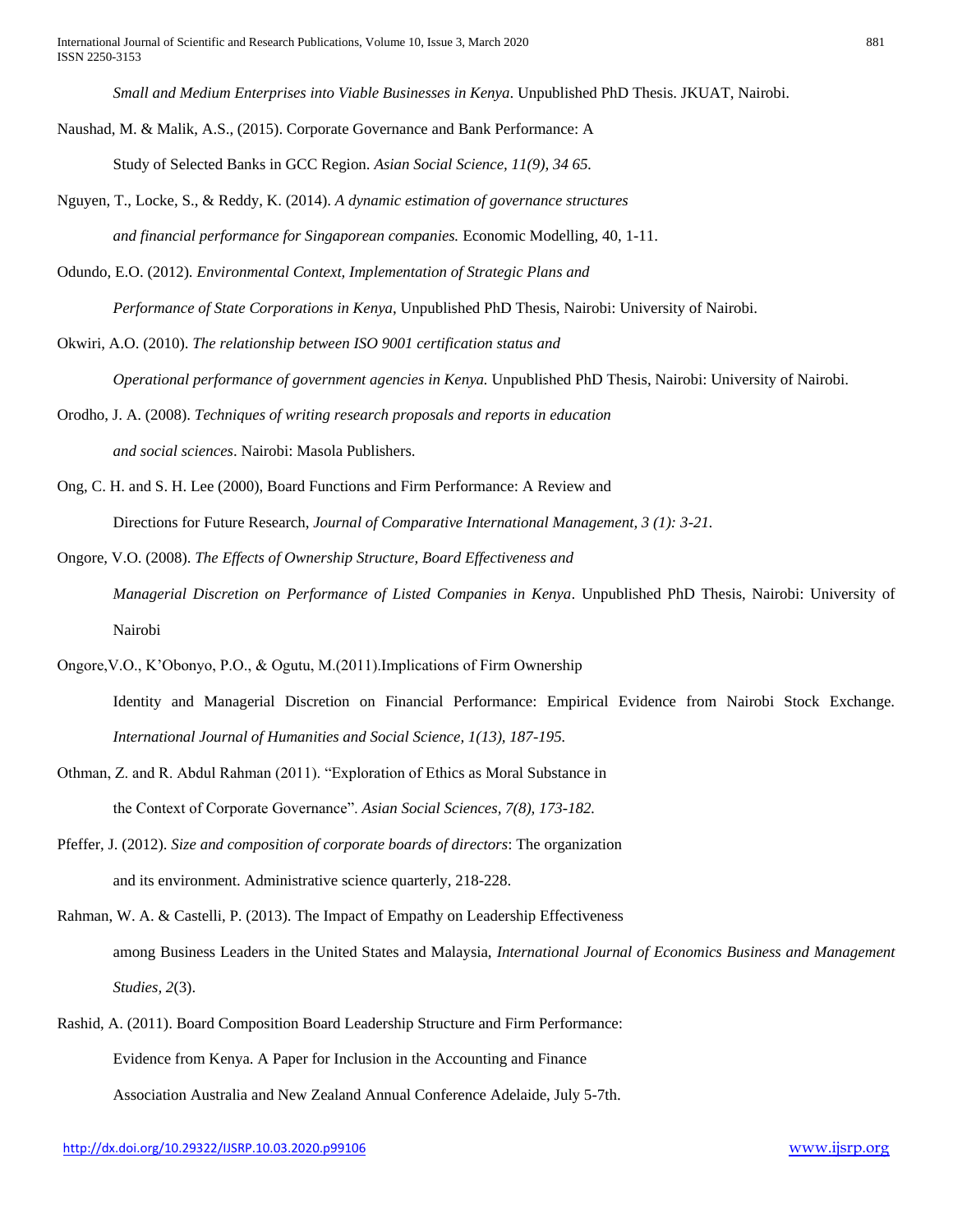*Small and Medium Enterprises into Viable Businesses in Kenya*. Unpublished PhD Thesis. JKUAT, Nairobi.

Naushad, M. & Malik, A.S., (2015). Corporate Governance and Bank Performance: A Study of Selected Banks in GCC Region. *Asian Social Science, 11(9), 34 65.*

Nguyen, T., Locke, S., & Reddy, K. (2014). *A dynamic estimation of governance structures and financial performance for Singaporean companies.* Economic Modelling, 40, 1-11.

Odundo, E.O. (2012). *Environmental Context, Implementation of Strategic Plans and Performance of State Corporations in Kenya*, Unpublished PhD Thesis, Nairobi: University of Nairobi.

Okwiri, A.O. (2010). *The relationship between ISO 9001 certification status and Operational performance of government agencies in Kenya.* Unpublished PhD Thesis, Nairobi: University of Nairobi.

Orodho, J. A. (2008). *Techniques of writing research proposals and reports in education and social sciences*. Nairobi: Masola Publishers.

Ong, C. H. and S. H. Lee (2000), Board Functions and Firm Performance: A Review and Directions for Future Research, *Journal of Comparative International Management, 3 (1): 3-21.*

Ongore, V.O. (2008). *The Effects of Ownership Structure, Board Effectiveness and Managerial Discretion on Performance of Listed Companies in Kenya*. Unpublished PhD Thesis, Nairobi: University of Nairobi

Ongore,V.O., K'Obonyo, P.O., & Ogutu, M.(2011).Implications of Firm Ownership Identity and Managerial Discretion on Financial Performance: Empirical Evidence from Nairobi Stock Exchange. *International Journal of Humanities and Social Science, 1(13), 187-195.*

Othman, Z. and R. Abdul Rahman (2011). "Exploration of Ethics as Moral Substance in the Context of Corporate Governance". *Asian Social Sciences, 7(8), 173-182.*

Pfeffer, J. (2012). *Size and composition of corporate boards of directors*: The organization and its environment. Administrative science quarterly, 218-228.

Rahman, W. A. & Castelli, P. (2013). The Impact of Empathy on Leadership Effectiveness among Business Leaders in the United States and Malaysia, *International Journal of Economics Business and Management Studies, 2*(3).

Rashid, A. (2011). Board Composition Board Leadership Structure and Firm Performance: Evidence from Kenya. A Paper for Inclusion in the Accounting and Finance Association Australia and New Zealand Annual Conference Adelaide, July 5-7th.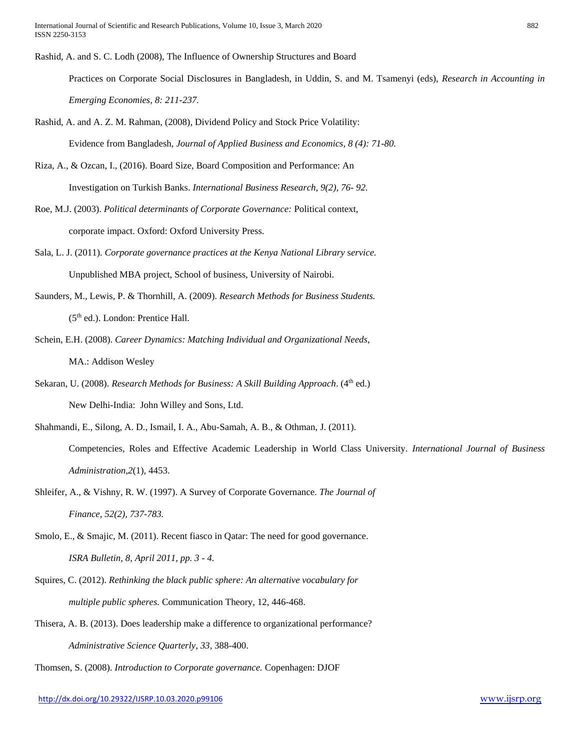Rashid, A. and S. C. Lodh (2008), The Influence of Ownership Structures and Board Practices on Corporate Social Disclosures in Bangladesh, in Uddin, S. and M. Tsamenyi (eds), *Research in Accounting in Emerging Economies, 8: 211-237.*

Rashid, A. and A. Z. M. Rahman, (2008), Dividend Policy and Stock Price Volatility: Evidence from Bangladesh, *Journal of Applied Business and Economics, 8 (4): 71-80.*

Riza, A., & Ozcan, I., (2016). Board Size, Board Composition and Performance: An Investigation on Turkish Banks. *International Business Research, 9(2), 76- 92.*

Roe, M.J. (2003). *Political determinants of Corporate Governance:* Political context, corporate impact. Oxford: Oxford University Press.

Sala, L. J. (2011). *Corporate governance practices at the Kenya National Library service.* Unpublished MBA project, School of business, University of Nairobi.

Saunders, M., Lewis, P. & Thornhill, A. (2009). *Research Methods for Business Students.* (5th ed.). London: Prentice Hall.

Schein, E.H. (2008). *Career Dynamics: Matching Individual and Organizational Needs*, MA.: Addison Wesley

Sekaran, U. (2008). *Research Methods for Business: A Skill Building Approach*. (4th ed.) New Delhi-India: John Willey and Sons, Ltd.

Shahmandi, E., Silong, A. D., Ismail, I. A., Abu-Samah, A. B., & Othman, J. (2011). Competencies, Roles and Effective Academic Leadership in World Class University. *International Journal of Business Administration,2*(1), 4453.

Shleifer, A., & Vishny, R. W. (1997). A Survey of Corporate Governance. *The Journal of Finance, 52(2), 737-783.*

Smolo, E., & Smajic, M. (2011). Recent fiasco in Qatar: The need for good governance. *ISRA Bulletin, 8, April 2011, pp. 3 - 4.*

Squires, C. (2012). *Rethinking the black public sphere: An alternative vocabulary for multiple public spheres.* Communication Theory, 12, 446-468.

Thisera, A. B. (2013). Does leadership make a difference to organizational performance? *Administrative Science Quarterly, 33*, 388-400.

Thomsen, S. (2008). *Introduction to Corporate governance.* Copenhagen: DJOF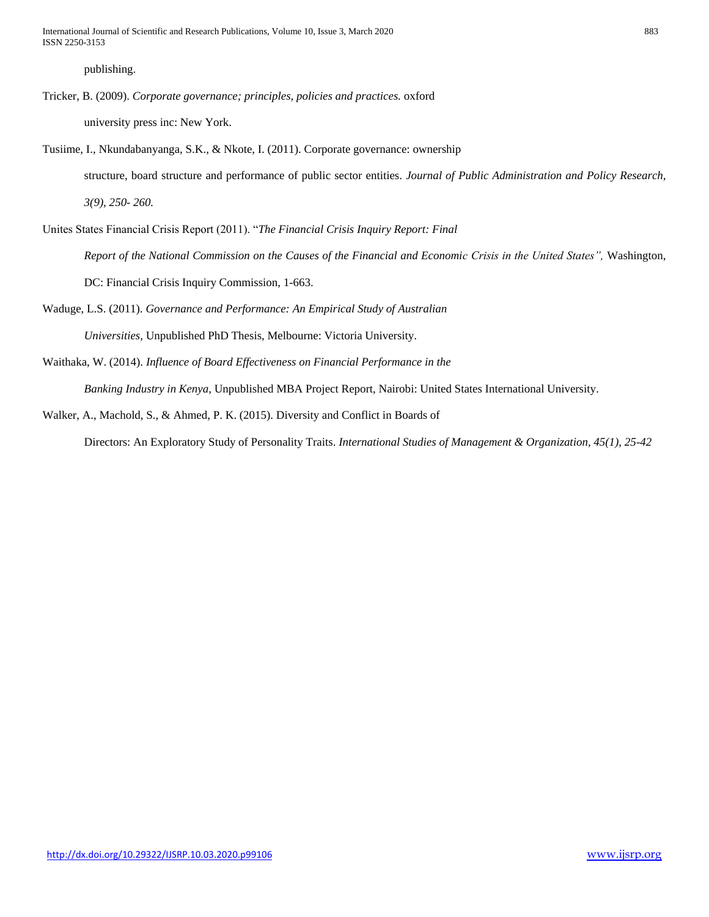publishing.

Tricker, B. (2009). *Corporate governance; principles, policies and practices.* oxford university press inc: New York.

Tusiime, I., Nkundabanyanga, S.K., & Nkote, I. (2011). Corporate governance: ownership structure, board structure and performance of public sector entities. *Journal of Public Administration and Policy Research, 3(9), 250- 260.*

Unites States Financial Crisis Report (2011). "*The Financial Crisis Inquiry Report: Final Report of the National Commission on the Causes of the Financial and Economic Crisis in the United States",* Washington, DC: Financial Crisis Inquiry Commission, 1-663.

Waduge, L.S. (2011). *Governance and Performance: An Empirical Study of Australian Universities,* Unpublished PhD Thesis, Melbourne: Victoria University.

Waithaka, W. (2014). *Influence of Board Effectiveness on Financial Performance in the Banking Industry in Kenya,* Unpublished MBA Project Report, Nairobi: United States International University.

Walker, A., Machold, S., & Ahmed, P. K. (2015). Diversity and Conflict in Boards of Directors: An Exploratory Study of Personality Traits. *International Studies of Management & Organization, 45(1), 25-42*